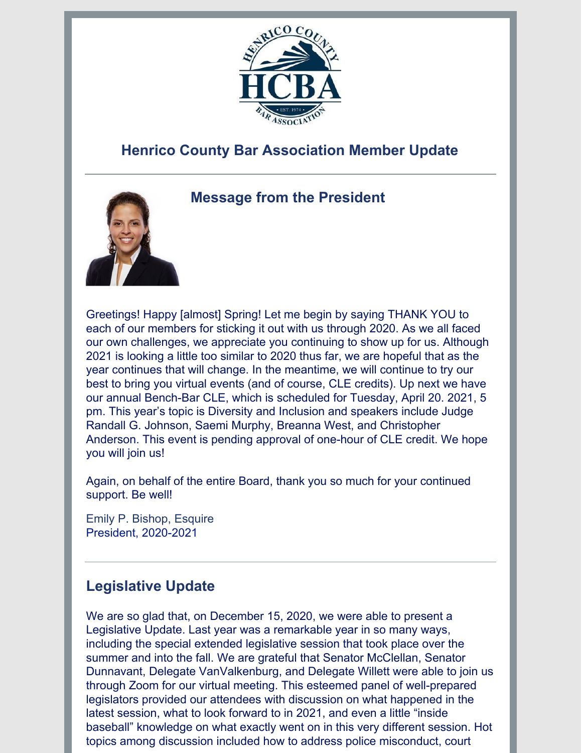# Henrico County Bar Association Member Update

## Message from the President

Greetings! Happy [almost] Spring! Let me begin by saying THANK YOU to each of our members for sticking it out with us through 2020. As we all faced our own challenges, we appreciate you continuing to show up for us. Although 2021 is looking a little too similar to 2020 thus far, we are hopeful that as the year continues that will change. In the meantime, we will continue to try our best to bring you virtual events (and of course, CLE credits). Up next we have our annual Bench-Bar CLE, which is scheduled for Tuesday, April 20. 2021, 5 pm. This year's topic is Diversity and Inclusion and speakers include Judge Randall G. Johnson, Saemi Murphy, Breanna West, and Christopher Anderson. This event is pending approval of one-hour of CLE credit. We hope you will join us!

Again, on behalf of the entire Board, thank you so much for your continued support. Be well!

Emily P. Bishop, Esquire
President, 2020-2021

## Legislative Update

We are so glad that, on December 15, 2020, we were able to present a Legislative Update. Last year was a remarkable year in so many ways, including the special extended legislative session that took place over the summer and into the fall. We are grateful that Senator McClellan, Senator Dunnavant, Delegate VanValkenburg, and Delegate Willett were able to join us through Zoom for our virtual meeting. This esteemed panel of well-prepared legislators provided our attendees with discussion on what happened in the latest session, what to look forward to in 2021, and even a little "inside baseball" knowledge on what exactly went on in this very different session. Hot topics among discussion included how to address police misconduct, court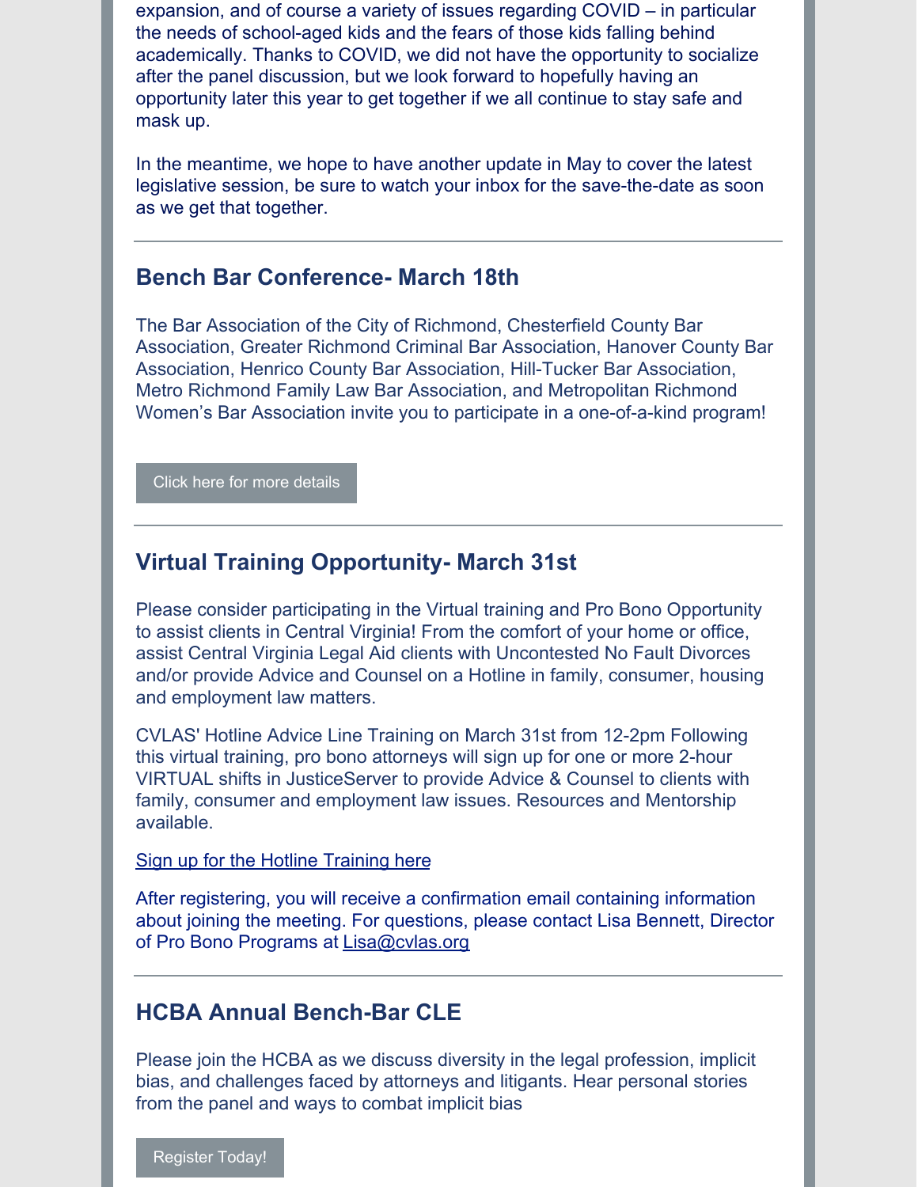expansion, and of course a variety of issues regarding COVID – in particular the needs of school-aged kids and the fears of those kids falling behind academically. Thanks to COVID, we did not have the opportunity to socialize after the panel discussion, but we look forward to hopefully having an opportunity later this year to get together if we all continue to stay safe and mask up.

In the meantime, we hope to have another update in May to cover the latest legislative session, be sure to watch your inbox for the save-the-date as soon as we get that together.

---

## Bench Bar Conference- March 18th

The Bar Association of the City of Richmond, Chesterfield County Bar Association, Greater Richmond Criminal Bar Association, Hanover County Bar Association, Henrico County Bar Association, Hill-Tucker Bar Association, Metro Richmond Family Law Bar Association, and Metropolitan Richmond Women's Bar Association invite you to participate in a one-of-a-kind program!

Click here for more details

---

## Virtual Training Opportunity- March 31st

Please consider participating in the Virtual training and Pro Bono Opportunity to assist clients in Central Virginia! From the comfort of your home or office, assist Central Virginia Legal Aid clients with Uncontested No Fault Divorces and/or provide Advice and Counsel on a Hotline in family, consumer, housing and employment law matters.

CVLAS' Hotline Advice Line Training on March 31st from 12-2pm Following this virtual training, pro bono attorneys will sign up for one or more 2-hour VIRTUAL shifts in JusticeServer to provide Advice & Counsel to clients with family, consumer and employment law issues. Resources and Mentorship available.

Sign up for the Hotline Training here

After registering, you will receive a confirmation email containing information about joining the meeting. For questions, please contact Lisa Bennett, Director of Pro Bono Programs at Lisa@cvlas.org

---

## HCBA Annual Bench-Bar CLE

Please join the HCBA as we discuss diversity in the legal profession, implicit bias, and challenges faced by attorneys and litigants. Hear personal stories from the panel and ways to combat implicit bias

Register Today!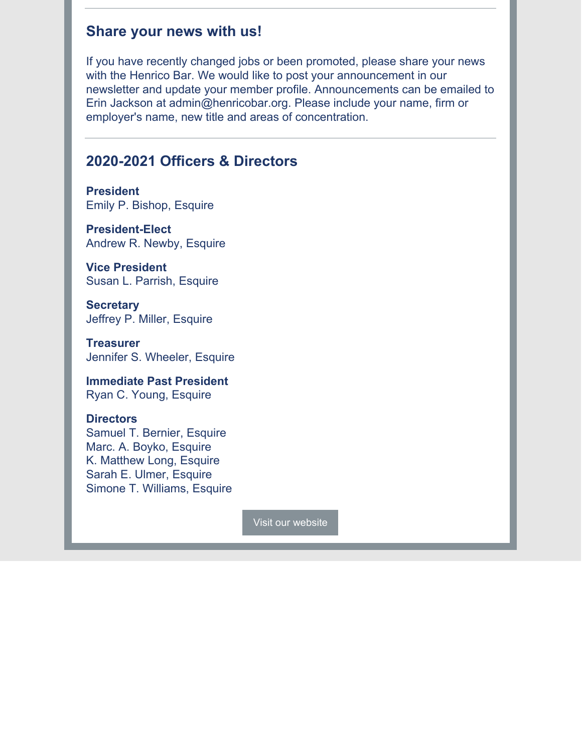## Share your news with us!

If you have recently changed jobs or been promoted, please share your news with the Henrico Bar. We would like to post your announcement in our newsletter and update your member profile. Announcements can be emailed to Erin Jackson at admin@henricobar.org. Please include your name, firm or employer's name, new title and areas of concentration.

---

## 2020-2021 Officers & Directors

**President**
Emily P. Bishop, Esquire

**President-Elect**
Andrew R. Newby, Esquire

**Vice President**
Susan L. Parrish, Esquire

**Secretary**
Jeffrey P. Miller, Esquire

**Treasurer**
Jennifer S. Wheeler, Esquire

**Immediate Past President**
Ryan C. Young, Esquire

**Directors**
Samuel T. Bernier, Esquire
Marc. A. Boyko, Esquire
K. Matthew Long, Esquire
Sarah E. Ulmer, Esquire
Simone T. Williams, Esquire

Visit our website